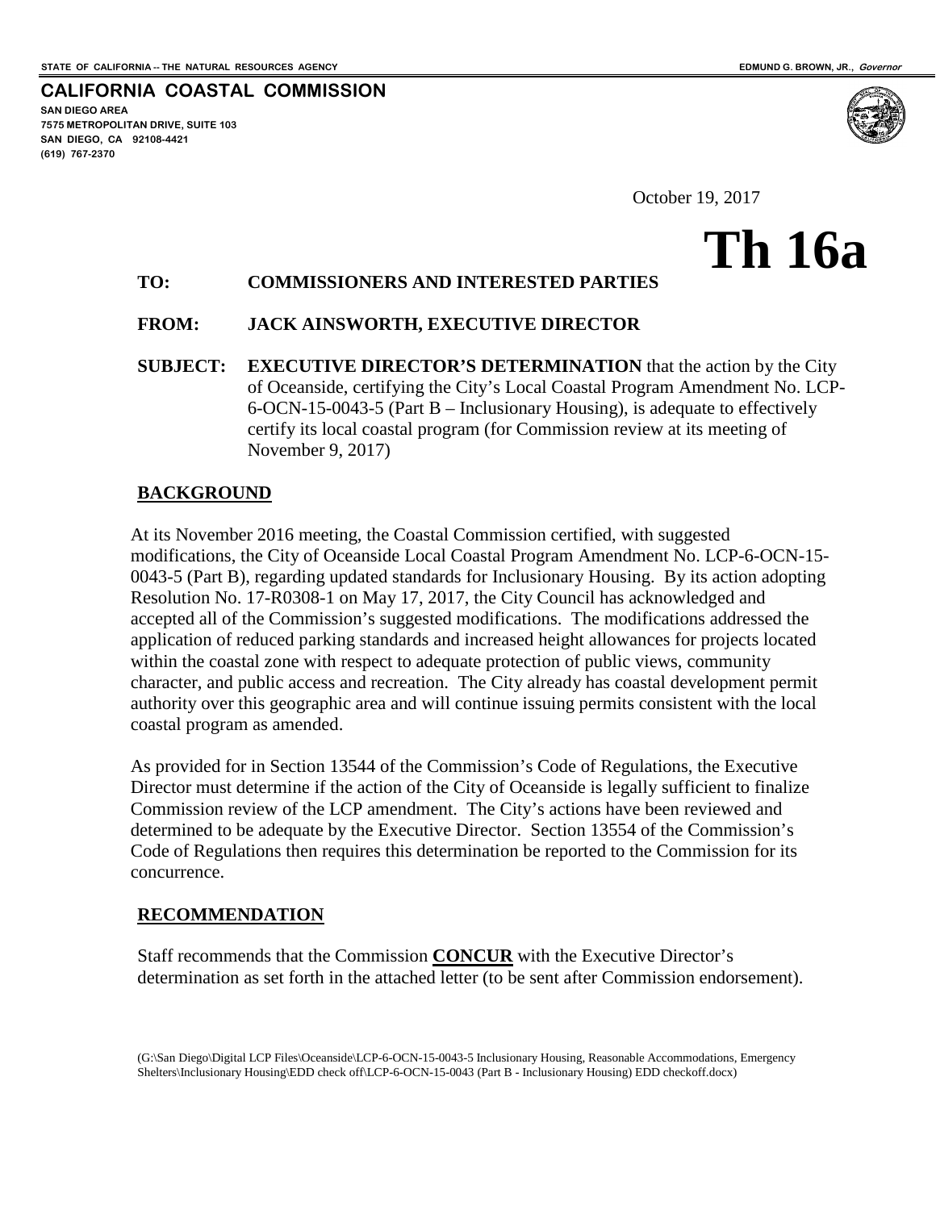STATE OF CALIFORNIA -- THE NATURAL RESOURCES AGENCY

EDMUND G. BROWN, JR., *Governor*

**CALIFORNIA COASTAL COMMISSION**

**SAN DIEGO AREA**
**7575 METROPOLITAN DRIVE, SUITE 103**
**SAN DIEGO, CA 92108-4421**
**(619) 767-2370**

October 19, 2017

# Th 16a

**TO:** **COMMISSIONERS AND INTERESTED PARTIES**

**FROM:** **JACK AINSWORTH, EXECUTIVE DIRECTOR**

**SUBJECT:** **EXECUTIVE DIRECTOR'S DETERMINATION** that the action by the City of Oceanside, certifying the City's Local Coastal Program Amendment No. LCP-6-OCN-15-0043-5 (Part B – Inclusionary Housing), is adequate to effectively certify its local coastal program (for Commission review at its meeting of November 9, 2017)

## BACKGROUND

At its November 2016 meeting, the Coastal Commission certified, with suggested modifications, the City of Oceanside Local Coastal Program Amendment No. LCP-6-OCN-15-0043-5 (Part B), regarding updated standards for Inclusionary Housing. By its action adopting Resolution No. 17-R0308-1 on May 17, 2017, the City Council has acknowledged and accepted all of the Commission's suggested modifications. The modifications addressed the application of reduced parking standards and increased height allowances for projects located within the coastal zone with respect to adequate protection of public views, community character, and public access and recreation. The City already has coastal development permit authority over this geographic area and will continue issuing permits consistent with the local coastal program as amended.

As provided for in Section 13544 of the Commission's Code of Regulations, the Executive Director must determine if the action of the City of Oceanside is legally sufficient to finalize Commission review of the LCP amendment. The City's actions have been reviewed and determined to be adequate by the Executive Director. Section 13554 of the Commission's Code of Regulations then requires this determination be reported to the Commission for its concurrence.

## RECOMMENDATION

Staff recommends that the Commission **CONCUR** with the Executive Director's determination as set forth in the attached letter (to be sent after Commission endorsement).

(G:\San Diego\Digital LCP Files\Oceanside\LCP-6-OCN-15-0043-5 Inclusionary Housing, Reasonable Accommodations, Emergency Shelters\Inclusionary Housing\EDD check off\LCP-6-OCN-15-0043 (Part B - Inclusionary Housing) EDD checkoff.docx)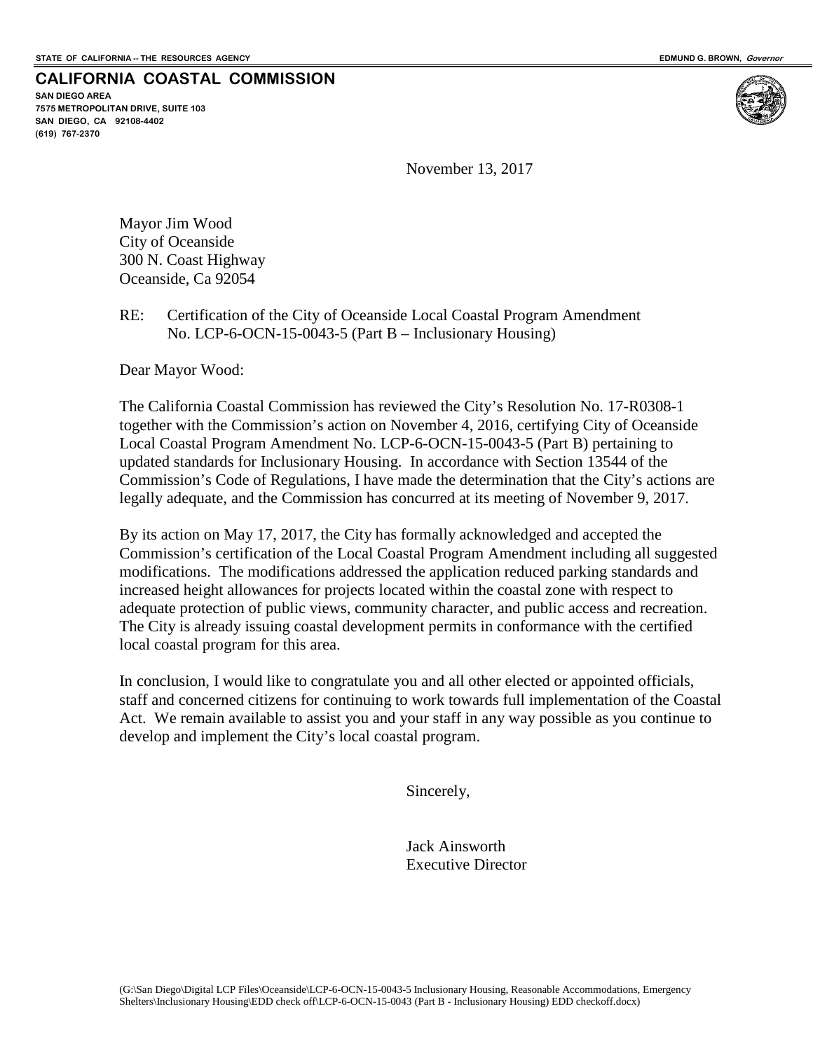STATE OF CALIFORNIA -- THE RESOURCES AGENCY

EDMUND G. BROWN, *Governor*

# CALIFORNIA COASTAL COMMISSION

**SAN DIEGO AREA**
**7575 METROPOLITAN DRIVE, SUITE 103**
**SAN DIEGO, CA 92108-4402**
**(619) 767-2370**

November 13, 2017

Mayor Jim Wood
City of Oceanside
300 N. Coast Highway
Oceanside, Ca 92054

RE: Certification of the City of Oceanside Local Coastal Program Amendment No. LCP-6-OCN-15-0043-5 (Part B – Inclusionary Housing)

Dear Mayor Wood:

The California Coastal Commission has reviewed the City's Resolution No. 17-R0308-1 together with the Commission's action on November 4, 2016, certifying City of Oceanside Local Coastal Program Amendment No. LCP-6-OCN-15-0043-5 (Part B) pertaining to updated standards for Inclusionary Housing. In accordance with Section 13544 of the Commission's Code of Regulations, I have made the determination that the City's actions are legally adequate, and the Commission has concurred at its meeting of November 9, 2017.

By its action on May 17, 2017, the City has formally acknowledged and accepted the Commission's certification of the Local Coastal Program Amendment including all suggested modifications. The modifications addressed the application reduced parking standards and increased height allowances for projects located within the coastal zone with respect to adequate protection of public views, community character, and public access and recreation. The City is already issuing coastal development permits in conformance with the certified local coastal program for this area.

In conclusion, I would like to congratulate you and all other elected or appointed officials, staff and concerned citizens for continuing to work towards full implementation of the Coastal Act. We remain available to assist you and your staff in any way possible as you continue to develop and implement the City's local coastal program.

Sincerely,

Jack Ainsworth
Executive Director

(G:\San Diego\Digital LCP Files\Oceanside\LCP-6-OCN-15-0043-5 Inclusionary Housing, Reasonable Accommodations, Emergency Shelters\Inclusionary Housing\EDD check off\LCP-6-OCN-15-0043 (Part B - Inclusionary Housing) EDD checkoff.docx)